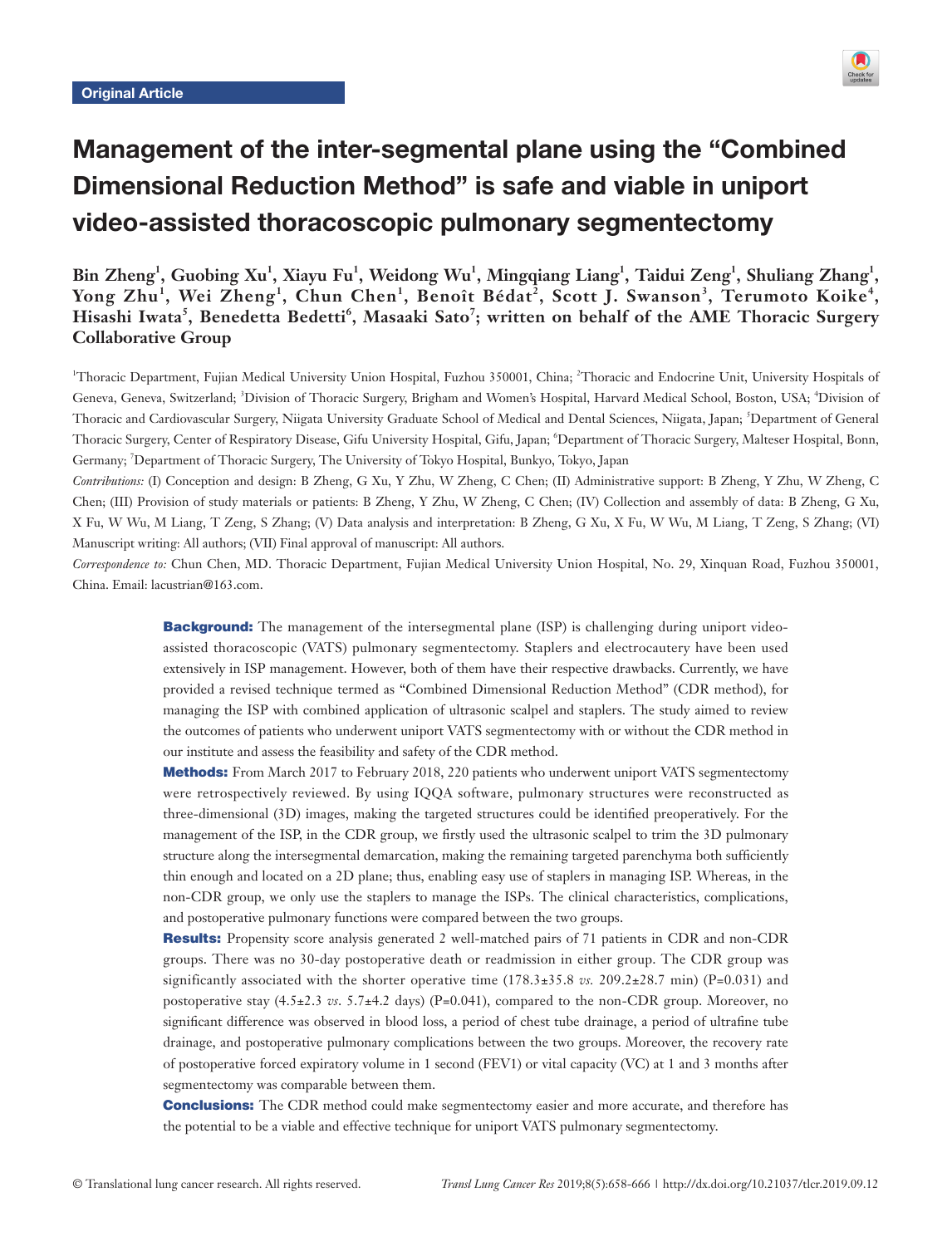Original Article

# Management of the inter-segmental plane using the "Combined Dimensional Reduction Method" is safe and viable in uniport video-assisted thoracoscopic pulmonary segmentectomy

**Bin Zheng[1], Guobing Xu[1], Xiayu Fu[1], Weidong Wu[1], Mingqiang Liang[1], Taidui Zeng[1], Shuliang Zhang[1], Yong Zhu[1], Wei Zheng[1], Chun Chen[1], Benoît Bédat[2], Scott J. Swanson[3], Terumoto Koike[4], Hisashi Iwata[5], Benedetta Bedetti[6], Masaaki Sato[7]; written on behalf of the AME Thoracic Surgery Collaborative Group**

[1]Thoracic Department, Fujian Medical University Union Hospital, Fuzhou 350001, China; [2]Thoracic and Endocrine Unit, University Hospitals of Geneva, Geneva, Switzerland; [3]Division of Thoracic Surgery, Brigham and Women's Hospital, Harvard Medical School, Boston, USA; [4]Division of Thoracic and Cardiovascular Surgery, Niigata University Graduate School of Medical and Dental Sciences, Niigata, Japan; [5]Department of General Thoracic Surgery, Center of Respiratory Disease, Gifu University Hospital, Gifu, Japan; [6]Department of Thoracic Surgery, Malteser Hospital, Bonn, Germany; [7]Department of Thoracic Surgery, The University of Tokyo Hospital, Bunkyo, Tokyo, Japan

*Contributions:* (I) Conception and design: B Zheng, G Xu, Y Zhu, W Zheng, C Chen; (II) Administrative support: B Zheng, Y Zhu, W Zheng, C Chen; (III) Provision of study materials or patients: B Zheng, Y Zhu, W Zheng, C Chen; (IV) Collection and assembly of data: B Zheng, G Xu, X Fu, W Wu, M Liang, T Zeng, S Zhang; (V) Data analysis and interpretation: B Zheng, G Xu, X Fu, W Wu, M Liang, T Zeng, S Zhang; (VI) Manuscript writing: All authors; (VII) Final approval of manuscript: All authors.

*Correspondence to:* Chun Chen, MD. Thoracic Department, Fujian Medical University Union Hospital, No. 29, Xinquan Road, Fuzhou 350001, China. Email: lacustrian@163.com.

**Background:** The management of the intersegmental plane (ISP) is challenging during uniport video-assisted thoracoscopic (VATS) pulmonary segmentectomy. Staplers and electrocautery have been used extensively in ISP management. However, both of them have their respective drawbacks. Currently, we have provided a revised technique termed as "Combined Dimensional Reduction Method" (CDR method), for managing the ISP with combined application of ultrasonic scalpel and staplers. The study aimed to review the outcomes of patients who underwent uniport VATS segmentectomy with or without the CDR method in our institute and assess the feasibility and safety of the CDR method.

**Methods:** From March 2017 to February 2018, 220 patients who underwent uniport VATS segmentectomy were retrospectively reviewed. By using IQQA software, pulmonary structures were reconstructed as three-dimensional (3D) images, making the targeted structures could be identified preoperatively. For the management of the ISP, in the CDR group, we firstly used the ultrasonic scalpel to trim the 3D pulmonary structure along the intersegmental demarcation, making the remaining targeted parenchyma both sufficiently thin enough and located on a 2D plane; thus, enabling easy use of staplers in managing ISP. Whereas, in the non-CDR group, we only use the staplers to manage the ISPs. The clinical characteristics, complications, and postoperative pulmonary functions were compared between the two groups.

**Results:** Propensity score analysis generated 2 well-matched pairs of 71 patients in CDR and non-CDR groups. There was no 30-day postoperative death or readmission in either group. The CDR group was significantly associated with the shorter operative time (178.3±35.8 *vs.* 209.2±28.7 min) (P=0.031) and postoperative stay (4.5±2.3 *vs.* 5.7±4.2 days) (P=0.041), compared to the non-CDR group. Moreover, no significant difference was observed in blood loss, a period of chest tube drainage, a period of ultrafine tube drainage, and postoperative pulmonary complications between the two groups. Moreover, the recovery rate of postoperative forced expiratory volume in 1 second (FEV1) or vital capacity (VC) at 1 and 3 months after segmentectomy was comparable between them.

**Conclusions:** The CDR method could make segmentectomy easier and more accurate, and therefore has the potential to be a viable and effective technique for uniport VATS pulmonary segmentectomy.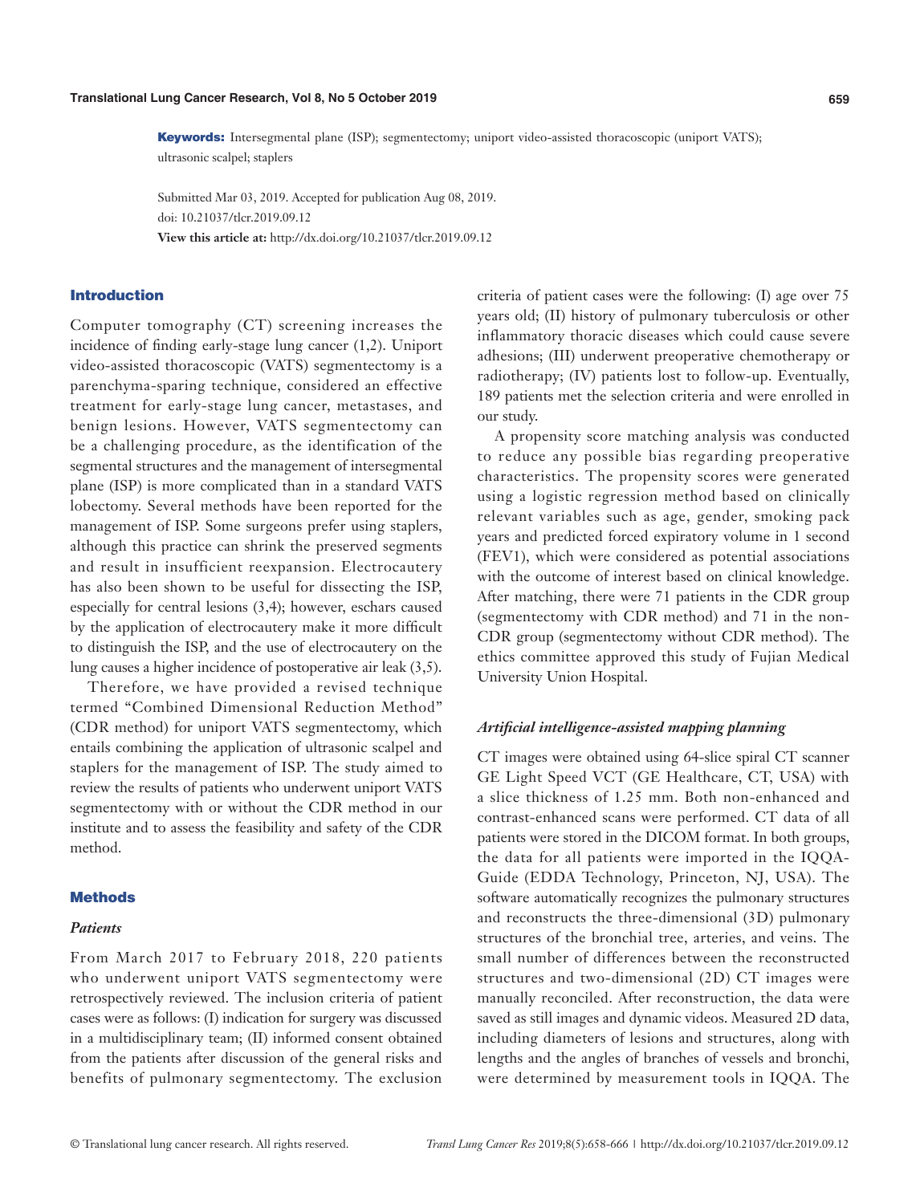**Keywords:** Intersegmental plane (ISP); segmentectomy; uniport video-assisted thoracoscopic (uniport VATS); ultrasonic scalpel; staplers

Submitted Mar 03, 2019. Accepted for publication Aug 08, 2019.
doi: 10.21037/tlcr.2019.09.12
**View this article at:** http://dx.doi.org/10.21037/tlcr.2019.09.12

## Introduction

Computer tomography (CT) screening increases the incidence of finding early-stage lung cancer (1,2). Uniport video-assisted thoracoscopic (VATS) segmentectomy is a parenchyma-sparing technique, considered an effective treatment for early-stage lung cancer, metastases, and benign lesions. However, VATS segmentectomy can be a challenging procedure, as the identification of the segmental structures and the management of intersegmental plane (ISP) is more complicated than in a standard VATS lobectomy. Several methods have been reported for the management of ISP. Some surgeons prefer using staplers, although this practice can shrink the preserved segments and result in insufficient reexpansion. Electrocautery has also been shown to be useful for dissecting the ISP, especially for central lesions (3,4); however, eschars caused by the application of electrocautery make it more difficult to distinguish the ISP, and the use of electrocautery on the lung causes a higher incidence of postoperative air leak (3,5).

Therefore, we have provided a revised technique termed "Combined Dimensional Reduction Method" (CDR method) for uniport VATS segmentectomy, which entails combining the application of ultrasonic scalpel and staplers for the management of ISP. The study aimed to review the results of patients who underwent uniport VATS segmentectomy with or without the CDR method in our institute and to assess the feasibility and safety of the CDR method.

## Methods

### *Patients*

From March 2017 to February 2018, 220 patients who underwent uniport VATS segmentectomy were retrospectively reviewed. The inclusion criteria of patient cases were as follows: (I) indication for surgery was discussed in a multidisciplinary team; (II) informed consent obtained from the patients after discussion of the general risks and benefits of pulmonary segmentectomy. The exclusion criteria of patient cases were the following: (I) age over 75 years old; (II) history of pulmonary tuberculosis or other inflammatory thoracic diseases which could cause severe adhesions; (III) underwent preoperative chemotherapy or radiotherapy; (IV) patients lost to follow-up. Eventually, 189 patients met the selection criteria and were enrolled in our study.

A propensity score matching analysis was conducted to reduce any possible bias regarding preoperative characteristics. The propensity scores were generated using a logistic regression method based on clinically relevant variables such as age, gender, smoking pack years and predicted forced expiratory volume in 1 second (FEV1), which were considered as potential associations with the outcome of interest based on clinical knowledge. After matching, there were 71 patients in the CDR group (segmentectomy with CDR method) and 71 in the non-CDR group (segmentectomy without CDR method). The ethics committee approved this study of Fujian Medical University Union Hospital.

### *Artificial intelligence-assisted mapping planning*

CT images were obtained using 64-slice spiral CT scanner GE Light Speed VCT (GE Healthcare, CT, USA) with a slice thickness of 1.25 mm. Both non-enhanced and contrast-enhanced scans were performed. CT data of all patients were stored in the DICOM format. In both groups, the data for all patients were imported in the IQQA-Guide (EDDA Technology, Princeton, NJ, USA). The software automatically recognizes the pulmonary structures and reconstructs the three-dimensional (3D) pulmonary structures of the bronchial tree, arteries, and veins. The small number of differences between the reconstructed structures and two-dimensional (2D) CT images were manually reconciled. After reconstruction, the data were saved as still images and dynamic videos. Measured 2D data, including diameters of lesions and structures, along with lengths and the angles of branches of vessels and bronchi, were determined by measurement tools in IQQA. The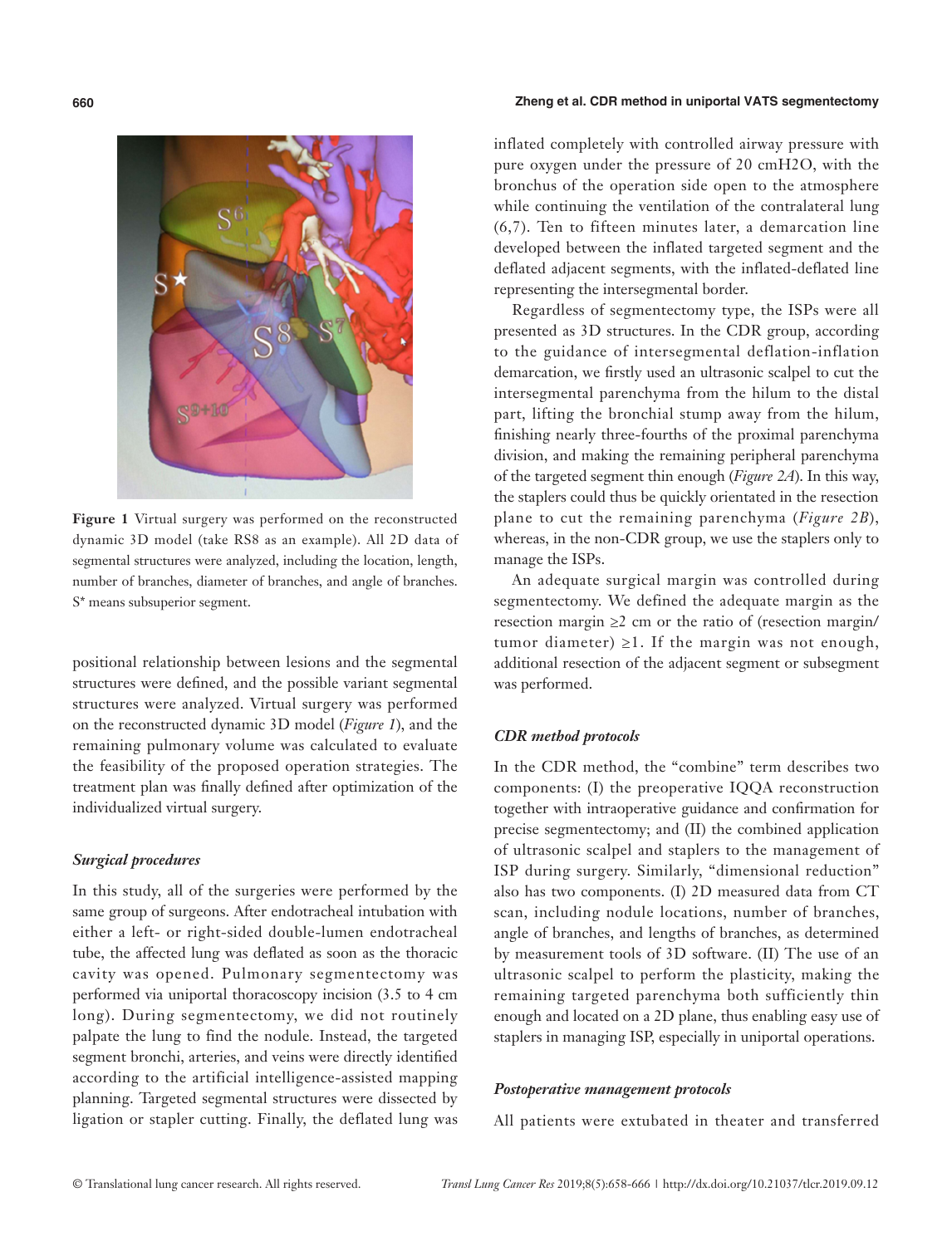Figure 1 Virtual surgery was performed on the reconstructed dynamic 3D model (take RS8 as an example). All 2D data of segmental structures were analyzed, including the location, length, number of branches, diameter of branches, and angle of branches. S* means subsuperior segment.

positional relationship between lesions and the segmental structures were defined, and the possible variant segmental structures were analyzed. Virtual surgery was performed on the reconstructed dynamic 3D model (*Figure 1*), and the remaining pulmonary volume was calculated to evaluate the feasibility of the proposed operation strategies. The treatment plan was finally defined after optimization of the individualized virtual surgery.

### *Surgical procedures*

In this study, all of the surgeries were performed by the same group of surgeons. After endotracheal intubation with either a left- or right-sided double-lumen endotracheal tube, the affected lung was deflated as soon as the thoracic cavity was opened. Pulmonary segmentectomy was performed via uniportal thoracoscopy incision (3.5 to 4 cm long). During segmentectomy, we did not routinely palpate the lung to find the nodule. Instead, the targeted segment bronchi, arteries, and veins were directly identified according to the artificial intelligence-assisted mapping planning. Targeted segmental structures were dissected by ligation or stapler cutting. Finally, the deflated lung was inflated completely with controlled airway pressure with pure oxygen under the pressure of 20 $cmH_2O$, with the bronchus of the operation side open to the atmosphere while continuing the ventilation of the contralateral lung (6,7). Ten to fifteen minutes later, a demarcation line developed between the inflated targeted segment and the deflated adjacent segments, with the inflated-deflated line representing the intersegmental border.

Regardless of segmentectomy type, the ISPs were all presented as 3D structures. In the CDR group, according to the guidance of intersegmental deflation-inflation demarcation, we firstly used an ultrasonic scalpel to cut the intersegmental parenchyma from the hilum to the distal part, lifting the bronchial stump away from the hilum, finishing nearly three-fourths of the proximal parenchyma division, and making the remaining peripheral parenchyma of the targeted segment thin enough (*Figure 2A*). In this way, the staplers could thus be quickly orientated in the resection plane to cut the remaining parenchyma (*Figure 2B*), whereas, in the non-CDR group, we use the staplers only to manage the ISPs.

An adequate surgical margin was controlled during segmentectomy. We defined the adequate margin as the resection margin ≥2 cm or the ratio of (resection margin/ tumor diameter) ≥1. If the margin was not enough, additional resection of the adjacent segment or subsegment was performed.

### *CDR method protocols*

In the CDR method, the "combine" term describes two components: (I) the preoperative IQQA reconstruction together with intraoperative guidance and confirmation for precise segmentectomy; and (II) the combined application of ultrasonic scalpel and staplers to the management of ISP during surgery. Similarly, "dimensional reduction" also has two components. (I) 2D measured data from CT scan, including nodule locations, number of branches, angle of branches, and lengths of branches, as determined by measurement tools of 3D software. (II) The use of an ultrasonic scalpel to perform the plasticity, making the remaining targeted parenchyma both sufficiently thin enough and located on a 2D plane, thus enabling easy use of staplers in managing ISP, especially in uniportal operations.

### *Postoperative management protocols*

All patients were extubated in theater and transferred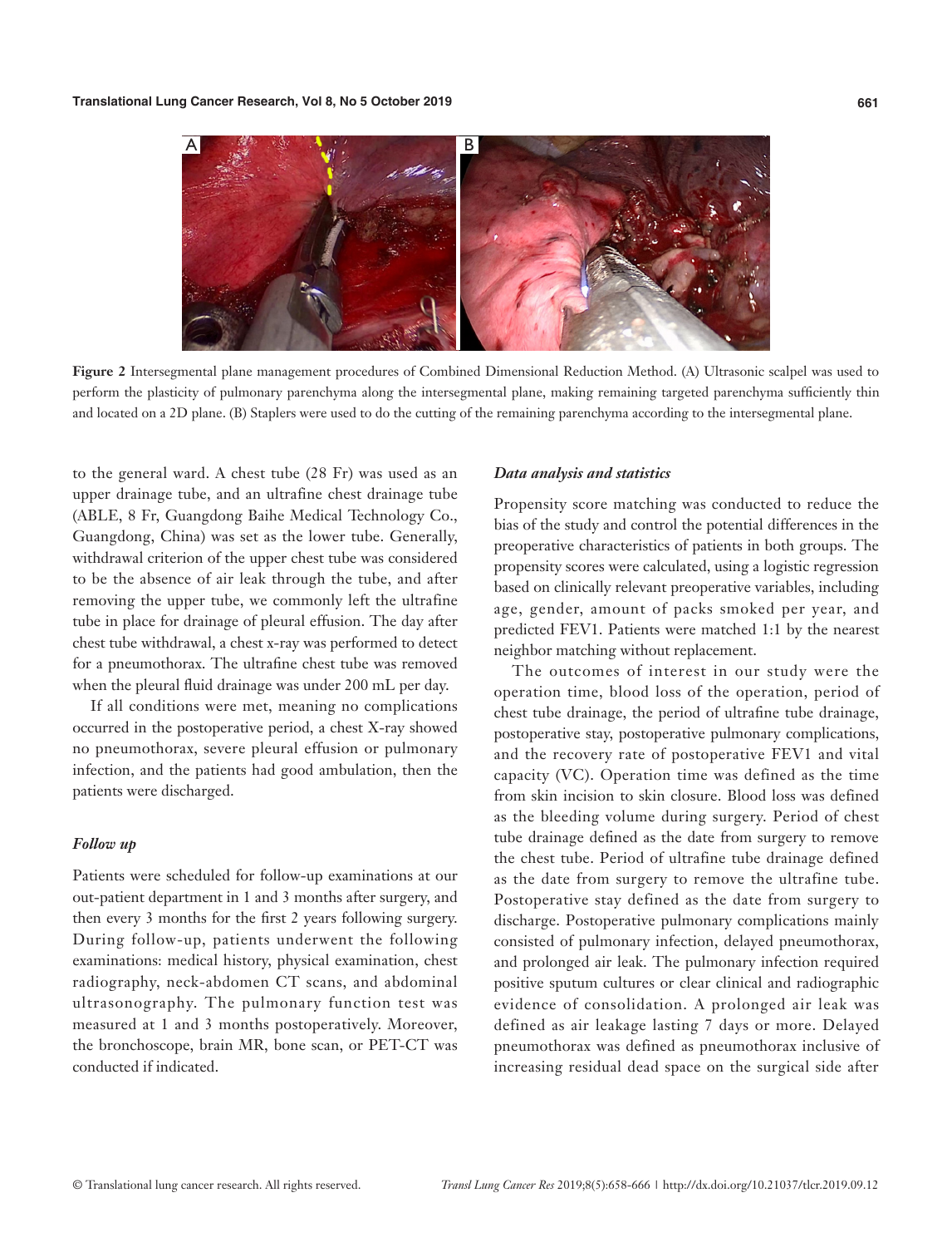**Figure 2** Intersegmental plane management procedures of Combined Dimensional Reduction Method. (A) Ultrasonic scalpel was used to perform the plasticity of pulmonary parenchyma along the intersegmental plane, making remaining targeted parenchyma sufficiently thin and located on a 2D plane. (B) Staplers were used to do the cutting of the remaining parenchyma according to the intersegmental plane.

to the general ward. A chest tube (28 Fr) was used as an upper drainage tube, and an ultrafine chest drainage tube (ABLE, 8 Fr, Guangdong Baihe Medical Technology Co., Guangdong, China) was set as the lower tube. Generally, withdrawal criterion of the upper chest tube was considered to be the absence of air leak through the tube, and after removing the upper tube, we commonly left the ultrafine tube in place for drainage of pleural effusion. The day after chest tube withdrawal, a chest x-ray was performed to detect for a pneumothorax. The ultrafine chest tube was removed when the pleural fluid drainage was under 200 mL per day.

If all conditions were met, meaning no complications occurred in the postoperative period, a chest X-ray showed no pneumothorax, severe pleural effusion or pulmonary infection, and the patients had good ambulation, then the patients were discharged.

### *Follow up*

Patients were scheduled for follow-up examinations at our out-patient department in 1 and 3 months after surgery, and then every 3 months for the first 2 years following surgery. During follow-up, patients underwent the following examinations: medical history, physical examination, chest radiography, neck-abdomen CT scans, and abdominal ultrasonography. The pulmonary function test was measured at 1 and 3 months postoperatively. Moreover, the bronchoscope, brain MR, bone scan, or PET-CT was conducted if indicated.

### *Data analysis and statistics*

Propensity score matching was conducted to reduce the bias of the study and control the potential differences in the preoperative characteristics of patients in both groups. The propensity scores were calculated, using a logistic regression based on clinically relevant preoperative variables, including age, gender, amount of packs smoked per year, and predicted FEV1. Patients were matched 1:1 by the nearest neighbor matching without replacement.

The outcomes of interest in our study were the operation time, blood loss of the operation, period of chest tube drainage, the period of ultrafine tube drainage, postoperative stay, postoperative pulmonary complications, and the recovery rate of postoperative FEV1 and vital capacity (VC). Operation time was defined as the time from skin incision to skin closure. Blood loss was defined as the bleeding volume during surgery. Period of chest tube drainage defined as the date from surgery to remove the chest tube. Period of ultrafine tube drainage defined as the date from surgery to remove the ultrafine tube. Postoperative stay defined as the date from surgery to discharge. Postoperative pulmonary complications mainly consisted of pulmonary infection, delayed pneumothorax, and prolonged air leak. The pulmonary infection required positive sputum cultures or clear clinical and radiographic evidence of consolidation. A prolonged air leak was defined as air leakage lasting 7 days or more. Delayed pneumothorax was defined as pneumothorax inclusive of increasing residual dead space on the surgical side after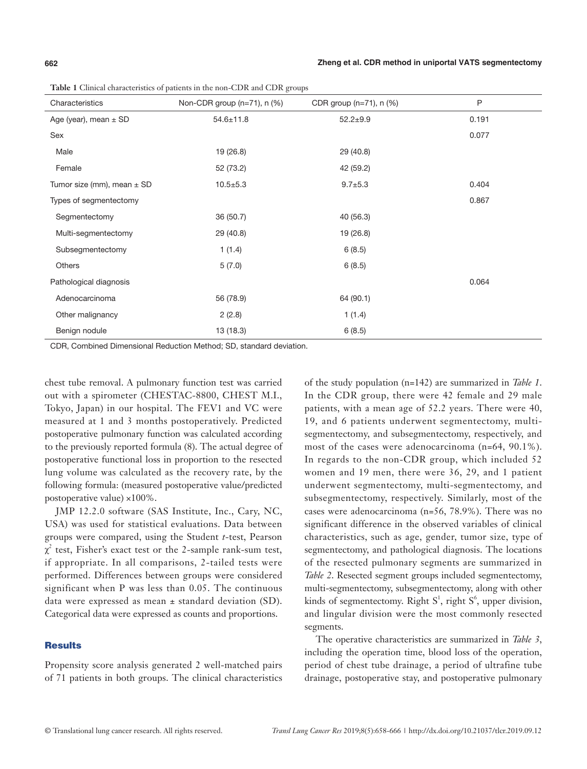**Table 1** Clinical characteristics of patients in the non-CDR and CDR groups

| Characteristics | Non-CDR group (n=71), n (%) | CDR group (n=71), n (%) | P |
|---|---|---|---|
| Age (year), mean ± SD | 54.6±11.8 | 52.2±9.9 | 0.191 |
| Sex | | | 0.077 |
| Male | 19 (26.8) | 29 (40.8) | |
| Female | 52 (73.2) | 42 (59.2) | |
| Tumor size (mm), mean ± SD | 10.5±5.3 | 9.7±5.3 | 0.404 |
| Types of segmentectomy | | | 0.867 |
| Segmentectomy | 36 (50.7) | 40 (56.3) | |
| Multi-segmentectomy | 29 (40.8) | 19 (26.8) | |
| Subsegmentectomy | 1 (1.4) | 6 (8.5) | |
| Others | 5 (7.0) | 6 (8.5) | |
| Pathological diagnosis | | | 0.064 |
| Adenocarcinoma | 56 (78.9) | 64 (90.1) | |
| Other malignancy | 2 (2.8) | 1 (1.4) | |
| Benign nodule | 13 (18.3) | 6 (8.5) | |

CDR, Combined Dimensional Reduction Method; SD, standard deviation.

chest tube removal. A pulmonary function test was carried out with a spirometer (CHESTAC-8800, CHEST M.I., Tokyo, Japan) in our hospital. The FEV1 and VC were measured at 1 and 3 months postoperatively. Predicted postoperative pulmonary function was calculated according to the previously reported formula (8). The actual degree of postoperative functional loss in proportion to the resected lung volume was calculated as the recovery rate, by the following formula: (measured postoperative value/predicted postoperative value) ×100%.

JMP 12.2.0 software (SAS Institute, Inc., Cary, NC, USA) was used for statistical evaluations. Data between groups were compared, using the Student *t*-test, Pearson $\chi^2$ test, Fisher's exact test or the 2-sample rank-sum test, if appropriate. In all comparisons, 2-tailed tests were performed. Differences between groups were considered significant when P was less than 0.05. The continuous data were expressed as mean ± standard deviation (SD). Categorical data were expressed as counts and proportions.

## Results

Propensity score analysis generated 2 well-matched pairs of 71 patients in both groups. The clinical characteristics of the study population (n=142) are summarized in *Table 1*. In the CDR group, there were 42 female and 29 male patients, with a mean age of 52.2 years. There were 40, 19, and 6 patients underwent segmentectomy, multi-segmentectomy, and subsegmentectomy, respectively, and most of the cases were adenocarcinoma (n=64, 90.1%). In regards to the non-CDR group, which included 52 women and 19 men, there were 36, 29, and 1 patient underwent segmentectomy, multi-segmentectomy, and subsegmentectomy, respectively. Similarly, most of the cases were adenocarcinoma (n=56, 78.9%). There was no significant difference in the observed variables of clinical characteristics, such as age, gender, tumor size, type of segmentectomy, and pathological diagnosis. The locations of the resected pulmonary segments are summarized in *Table 2*. Resected segment groups included segmentectomy, multi-segmentectomy, subsegmentectomy, along with other kinds of segmentectomy. Right $S^1$, right $S^6$, upper division, and lingular division were the most commonly resected segments.

The operative characteristics are summarized in *Table 3*, including the operation time, blood loss of the operation, period of chest tube drainage, a period of ultrafine tube drainage, postoperative stay, and postoperative pulmonary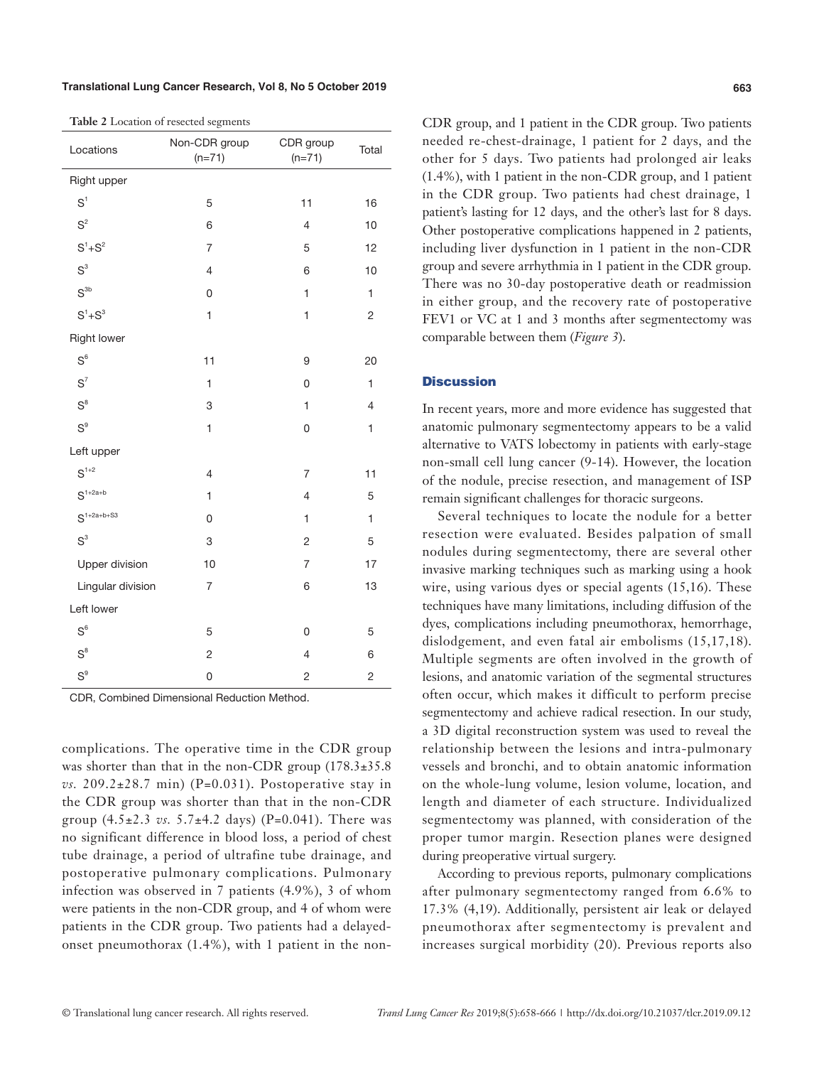**Table 2** Location of resected segments

| Locations | Non-CDR group (n=71) | CDR group (n=71) | Total |
|---|---|---|---|
| Right upper | | | |
| $S^1$ | 5 | 11 | 16 |
| $S^2$ | 6 | 4 | 10 |
| $S^1$+$S^2$ | 7 | 5 | 12 |
| $S^3$ | 4 | 6 | 10 |
| $S^{3b}$ | 0 | 1 | 1 |
| $S^1$+$S^3$ | 1 | 1 | 2 |
| Right lower | | | |
| $S^6$ | 11 | 9 | 20 |
| $S^7$ | 1 | 0 | 1 |
| $S^8$ | 3 | 1 | 4 |
| $S^9$ | 1 | 0 | 1 |
| Left upper | | | |
| $S^{1+2}$ | 4 | 7 | 11 |
| $S^{1+2a+b}$ | 1 | 4 | 5 |
| $S^{1+2a+b+S3}$ | 0 | 1 | 1 |
| $S^3$ | 3 | 2 | 5 |
| Upper division | 10 | 7 | 17 |
| Lingular division | 7 | 6 | 13 |
| Left lower | | | |
| $S^6$ | 5 | 0 | 5 |
| $S^8$ | 2 | 4 | 6 |
| $S^9$ | 0 | 2 | 2 |

CDR, Combined Dimensional Reduction Method.

complications. The operative time in the CDR group was shorter than that in the non-CDR group (178.3±35.8 *vs.* 209.2±28.7 min) (P=0.031). Postoperative stay in the CDR group was shorter than that in the non-CDR group (4.5±2.3 *vs.* 5.7±4.2 days) (P=0.041). There was no significant difference in blood loss, a period of chest tube drainage, a period of ultrafine tube drainage, and postoperative pulmonary complications. Pulmonary infection was observed in 7 patients (4.9%), 3 of whom were patients in the non-CDR group, and 4 of whom were patients in the CDR group. Two patients had a delayed-onset pneumothorax (1.4%), with 1 patient in the non-CDR group, and 1 patient in the CDR group. Two patients needed re-chest-drainage, 1 patient for 2 days, and the other for 5 days. Two patients had prolonged air leaks (1.4%), with 1 patient in the non-CDR group, and 1 patient in the CDR group. Two patients had chest drainage, 1 patient's lasting for 12 days, and the other's last for 8 days. Other postoperative complications happened in 2 patients, including liver dysfunction in 1 patient in the non-CDR group and severe arrhythmia in 1 patient in the CDR group. There was no 30-day postoperative death or readmission in either group, and the recovery rate of postoperative FEV1 or VC at 1 and 3 months after segmentectomy was comparable between them (*Figure 3*).

## Discussion

In recent years, more and more evidence has suggested that anatomic pulmonary segmentectomy appears to be a valid alternative to VATS lobectomy in patients with early-stage non-small cell lung cancer (9-14). However, the location of the nodule, precise resection, and management of ISP remain significant challenges for thoracic surgeons.

Several techniques to locate the nodule for a better resection were evaluated. Besides palpation of small nodules during segmentectomy, there are several other invasive marking techniques such as marking using a hook wire, using various dyes or special agents (15,16). These techniques have many limitations, including diffusion of the dyes, complications including pneumothorax, hemorrhage, dislodgement, and even fatal air embolisms (15,17,18). Multiple segments are often involved in the growth of lesions, and anatomic variation of the segmental structures often occur, which makes it difficult to perform precise segmentectomy and achieve radical resection. In our study, a 3D digital reconstruction system was used to reveal the relationship between the lesions and intra-pulmonary vessels and bronchi, and to obtain anatomic information on the whole-lung volume, lesion volume, location, and length and diameter of each structure. Individualized segmentectomy was planned, with consideration of the proper tumor margin. Resection planes were designed during preoperative virtual surgery.

According to previous reports, pulmonary complications after pulmonary segmentectomy ranged from 6.6% to 17.3% (4,19). Additionally, persistent air leak or delayed pneumothorax after segmentectomy is prevalent and increases surgical morbidity (20). Previous reports also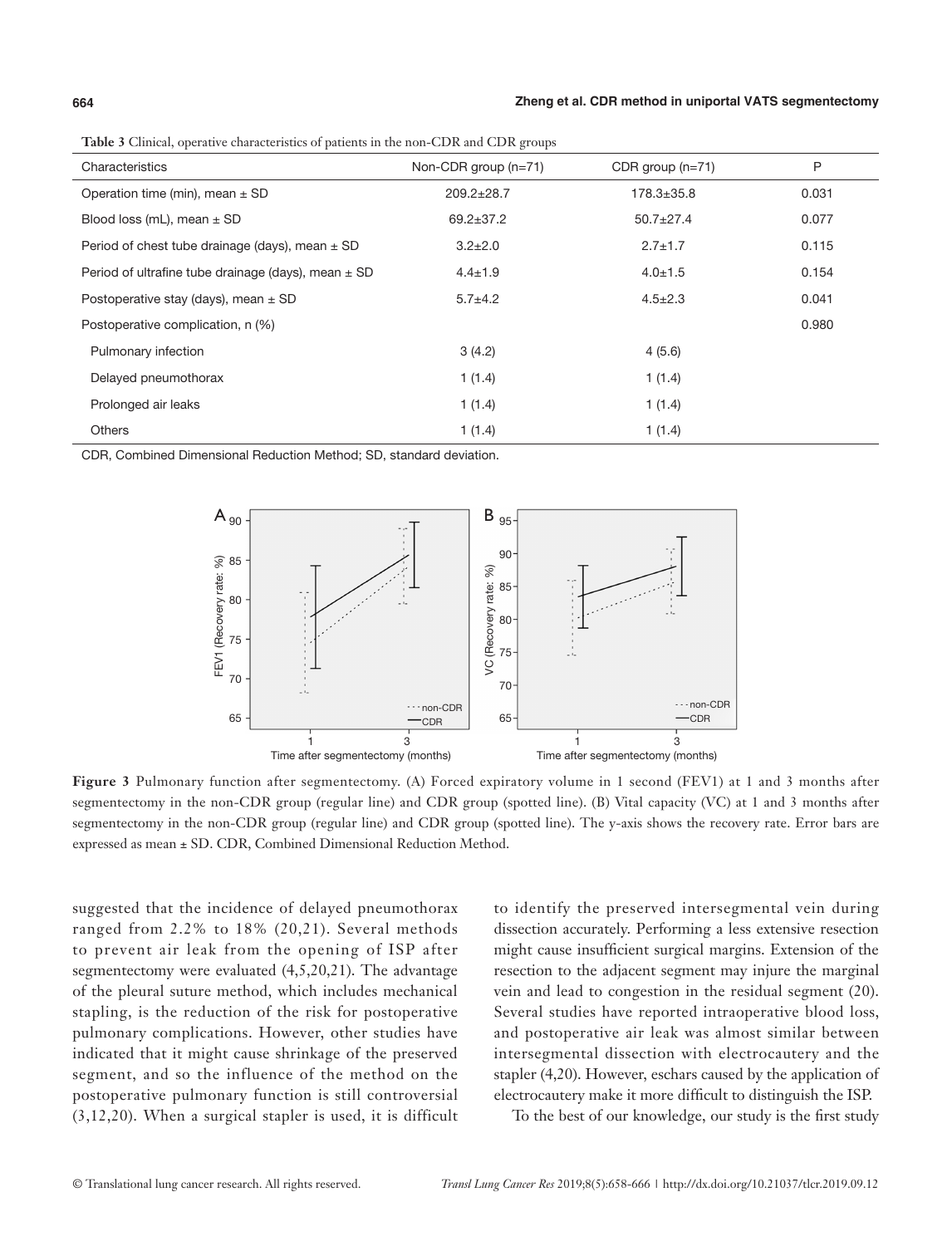**Table 3** Clinical, operative characteristics of patients in the non-CDR and CDR groups

| Characteristics | Non-CDR group (n=71) | CDR group (n=71) | P |
|---|---|---|---|
| Operation time (min), mean ± SD | 209.2±28.7 | 178.3±35.8 | 0.031 |
| Blood loss (mL), mean ± SD | 69.2±37.2 | 50.7±27.4 | 0.077 |
| Period of chest tube drainage (days), mean ± SD | 3.2±2.0 | 2.7±1.7 | 0.115 |
| Period of ultrafine tube drainage (days), mean ± SD | 4.4±1.9 | 4.0±1.5 | 0.154 |
| Postoperative stay (days), mean ± SD | 5.7±4.2 | 4.5±2.3 | 0.041 |
| Postoperative complication, n (%) | | | 0.980 |
| Pulmonary infection | 3 (4.2) | 4 (5.6) | |
| Delayed pneumothorax | 1 (1.4) | 1 (1.4) | |
| Prolonged air leaks | 1 (1.4) | 1 (1.4) | |
| Others | 1 (1.4) | 1 (1.4) | |

CDR, Combined Dimensional Reduction Method; SD, standard deviation.

**Figure 3** Pulmonary function after segmentectomy. (A) Forced expiratory volume in 1 second (FEV1) at 1 and 3 months after segmentectomy in the non-CDR group (regular line) and CDR group (spotted line). (B) Vital capacity (VC) at 1 and 3 months after segmentectomy in the non-CDR group (regular line) and CDR group (spotted line). The y-axis shows the recovery rate. Error bars are expressed as mean ± SD. CDR, Combined Dimensional Reduction Method.

suggested that the incidence of delayed pneumothorax ranged from 2.2% to 18% (20,21). Several methods to prevent air leak from the opening of ISP after segmentectomy were evaluated (4,5,20,21). The advantage of the pleural suture method, which includes mechanical stapling, is the reduction of the risk for postoperative pulmonary complications. However, other studies have indicated that it might cause shrinkage of the preserved segment, and so the influence of the method on the postoperative pulmonary function is still controversial (3,12,20). When a surgical stapler is used, it is difficult to identify the preserved intersegmental vein during dissection accurately. Performing a less extensive resection might cause insufficient surgical margins. Extension of the resection to the adjacent segment may injure the marginal vein and lead to congestion in the residual segment (20). Several studies have reported intraoperative blood loss, and postoperative air leak was almost similar between intersegmental dissection with electrocautery and the stapler (4,20). However, eschars caused by the application of electrocautery make it more difficult to distinguish the ISP.

To the best of our knowledge, our study is the first study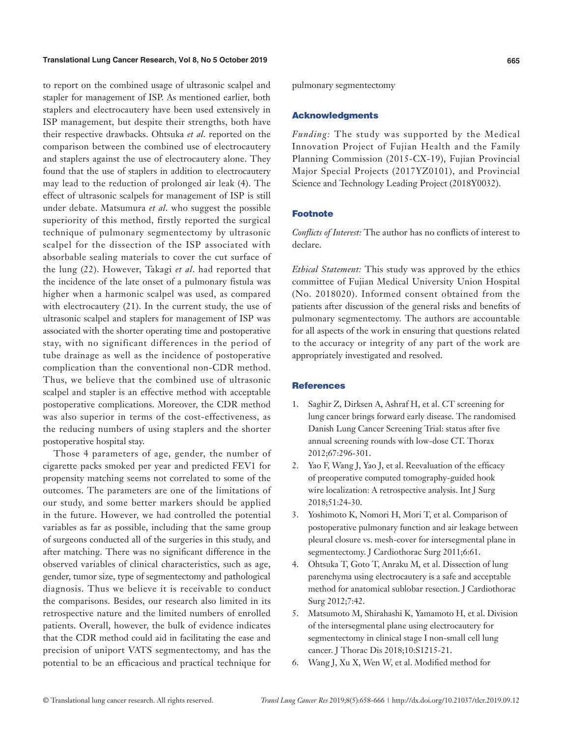to report on the combined usage of ultrasonic scalpel and stapler for management of ISP. As mentioned earlier, both staplers and electrocautery have been used extensively in ISP management, but despite their strengths, both have their respective drawbacks. Ohtsuka *et al*. reported on the comparison between the combined use of electrocautery and staplers against the use of electrocautery alone. They found that the use of staplers in addition to electrocautery may lead to the reduction of prolonged air leak (4). The effect of ultrasonic scalpels for management of ISP is still under debate. Matsumura *et al*. who suggest the possible superiority of this method, firstly reported the surgical technique of pulmonary segmentectomy by ultrasonic scalpel for the dissection of the ISP associated with absorbable sealing materials to cover the cut surface of the lung (22). However, Takagi *et al*. had reported that the incidence of the late onset of a pulmonary fistula was higher when a harmonic scalpel was used, as compared with electrocautery (21). In the current study, the use of ultrasonic scalpel and staplers for management of ISP was associated with the shorter operating time and postoperative stay, with no significant differences in the period of tube drainage as well as the incidence of postoperative complication than the conventional non-CDR method. Thus, we believe that the combined use of ultrasonic scalpel and stapler is an effective method with acceptable postoperative complications. Moreover, the CDR method was also superior in terms of the cost-effectiveness, as the reducing numbers of using staplers and the shorter postoperative hospital stay.

Those 4 parameters of age, gender, the number of cigarette packs smoked per year and predicted FEV1 for propensity matching seems not correlated to some of the outcomes. The parameters are one of the limitations of our study, and some better markers should be applied in the future. However, we had controlled the potential variables as far as possible, including that the same group of surgeons conducted all of the surgeries in this study, and after matching. There was no significant difference in the observed variables of clinical characteristics, such as age, gender, tumor size, type of segmentectomy and pathological diagnosis. Thus we believe it is receivable to conduct the comparisons. Besides, our research also limited in its retrospective nature and the limited numbers of enrolled patients. Overall, however, the bulk of evidence indicates that the CDR method could aid in facilitating the ease and precision of uniport VATS segmentectomy, and has the potential to be an efficacious and practical technique for pulmonary segmentectomy

## Acknowledgments

*Funding:* The study was supported by the Medical Innovation Project of Fujian Health and the Family Planning Commission (2015-CX-19), Fujian Provincial Major Special Projects (2017YZ0101), and Provincial Science and Technology Leading Project (2018Y0032).

## Footnote

*Conflicts of Interest:* The author has no conflicts of interest to declare.

*Ethical Statement:* This study was approved by the ethics committee of Fujian Medical University Union Hospital (No. 2018020). Informed consent obtained from the patients after discussion of the general risks and benefits of pulmonary segmentectomy. The authors are accountable for all aspects of the work in ensuring that questions related to the accuracy or integrity of any part of the work are appropriately investigated and resolved.

## References

1. Saghir Z, Dirksen A, Ashraf H, et al. CT screening for lung cancer brings forward early disease. The randomised Danish Lung Cancer Screening Trial: status after five annual screening rounds with low-dose CT. Thorax 2012;67:296-301.
2. Yao F, Wang J, Yao J, et al. Reevaluation of the efficacy of preoperative computed tomography-guided hook wire localization: A retrospective analysis. Int J Surg 2018;51:24-30.
3. Yoshimoto K, Nomori H, Mori T, et al. Comparison of postoperative pulmonary function and air leakage between pleural closure vs. mesh-cover for intersegmental plane in segmentectomy. J Cardiothorac Surg 2011;6:61.
4. Ohtsuka T, Goto T, Anraku M, et al. Dissection of lung parenchyma using electrocautery is a safe and acceptable method for anatomical sublobar resection. J Cardiothorac Surg 2012;7:42.
5. Matsumoto M, Shirahashi K, Yamamoto H, et al. Division of the intersegmental plane using electrocautery for segmentectomy in clinical stage I non-small cell lung cancer. J Thorac Dis 2018;10:S1215-21.
6. Wang J, Xu X, Wen W, et al. Modified method for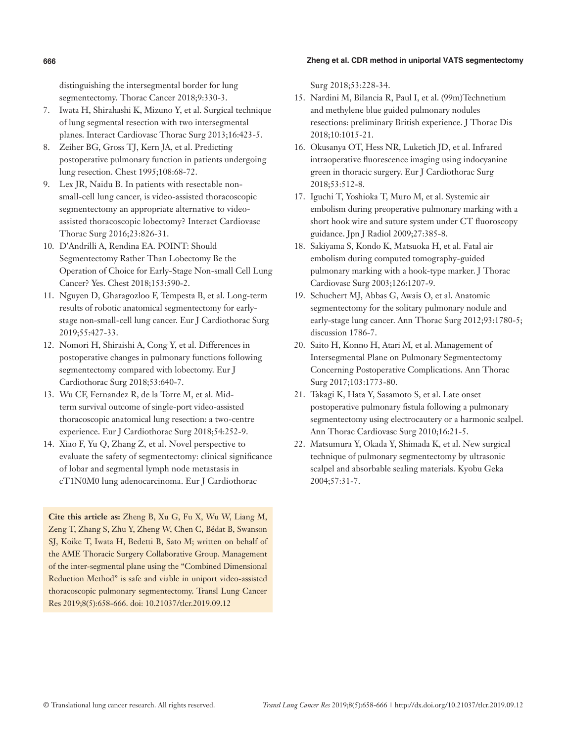distinguishing the intersegmental border for lung segmentectomy. Thorac Cancer 2018;9:330-3.

7. Iwata H, Shirahashi K, Mizuno Y, et al. Surgical technique of lung segmental resection with two intersegmental planes. Interact Cardiovasc Thorac Surg 2013;16:423-5.
8. Zeiher BG, Gross TJ, Kern JA, et al. Predicting postoperative pulmonary function in patients undergoing lung resection. Chest 1995;108:68-72.
9. Lex JR, Naidu B. In patients with resectable non-small-cell lung cancer, is video-assisted thoracoscopic segmentectomy an appropriate alternative to video-assisted thoracoscopic lobectomy? Interact Cardiovasc Thorac Surg 2016;23:826-31.
10. D'Andrilli A, Rendina EA. POINT: Should Segmentectomy Rather Than Lobectomy Be the Operation of Choice for Early-Stage Non-small Cell Lung Cancer? Yes. Chest 2018;153:590-2.
11. Nguyen D, Gharagozloo F, Tempesta B, et al. Long-term results of robotic anatomical segmentectomy for early-stage non-small-cell lung cancer. Eur J Cardiothorac Surg 2019;55:427-33.
12. Nomori H, Shiraishi A, Cong Y, et al. Differences in postoperative changes in pulmonary functions following segmentectomy compared with lobectomy. Eur J Cardiothorac Surg 2018;53:640-7.
13. Wu CF, Fernandez R, de la Torre M, et al. Mid-term survival outcome of single-port video-assisted thoracoscopic anatomical lung resection: a two-centre experience. Eur J Cardiothorac Surg 2018;54:252-9.
14. Xiao F, Yu Q, Zhang Z, et al. Novel perspective to evaluate the safety of segmentectomy: clinical significance of lobar and segmental lymph node metastasis in cT1N0M0 lung adenocarcinoma. Eur J Cardiothorac Surg 2018;53:228-34.
15. Nardini M, Bilancia R, Paul I, et al. (99m)Technetium and methylene blue guided pulmonary nodules resections: preliminary British experience. J Thorac Dis 2018;10:1015-21.
16. Okusanya OT, Hess NR, Luketich JD, et al. Infrared intraoperative fluorescence imaging using indocyanine green in thoracic surgery. Eur J Cardiothorac Surg 2018;53:512-8.
17. Iguchi T, Yoshioka T, Muro M, et al. Systemic air embolism during preoperative pulmonary marking with a short hook wire and suture system under CT fluoroscopy guidance. Jpn J Radiol 2009;27:385-8.
18. Sakiyama S, Kondo K, Matsuoka H, et al. Fatal air embolism during computed tomography-guided pulmonary marking with a hook-type marker. J Thorac Cardiovasc Surg 2003;126:1207-9.
19. Schuchert MJ, Abbas G, Awais O, et al. Anatomic segmentectomy for the solitary pulmonary nodule and early-stage lung cancer. Ann Thorac Surg 2012;93:1780-5; discussion 1786-7.
20. Saito H, Konno H, Atari M, et al. Management of Intersegmental Plane on Pulmonary Segmentectomy Concerning Postoperative Complications. Ann Thorac Surg 2017;103:1773-80.
21. Takagi K, Hata Y, Sasamoto S, et al. Late onset postoperative pulmonary fistula following a pulmonary segmentectomy using electrocautery or a harmonic scalpel. Ann Thorac Cardiovasc Surg 2010;16:21-5.
22. Matsumura Y, Okada Y, Shimada K, et al. New surgical technique of pulmonary segmentectomy by ultrasonic scalpel and absorbable sealing materials. Kyobu Geka 2004;57:31-7.

**Cite this article as:** Zheng B, Xu G, Fu X, Wu W, Liang M, Zeng T, Zhang S, Zhu Y, Zheng W, Chen C, Bédat B, Swanson SJ, Koike T, Iwata H, Bedetti B, Sato M; written on behalf of the AME Thoracic Surgery Collaborative Group. Management of the inter-segmental plane using the "Combined Dimensional Reduction Method" is safe and viable in uniport video-assisted thoracoscopic pulmonary segmentectomy. Transl Lung Cancer Res 2019;8(5):658-666. doi: 10.21037/tlcr.2019.09.12